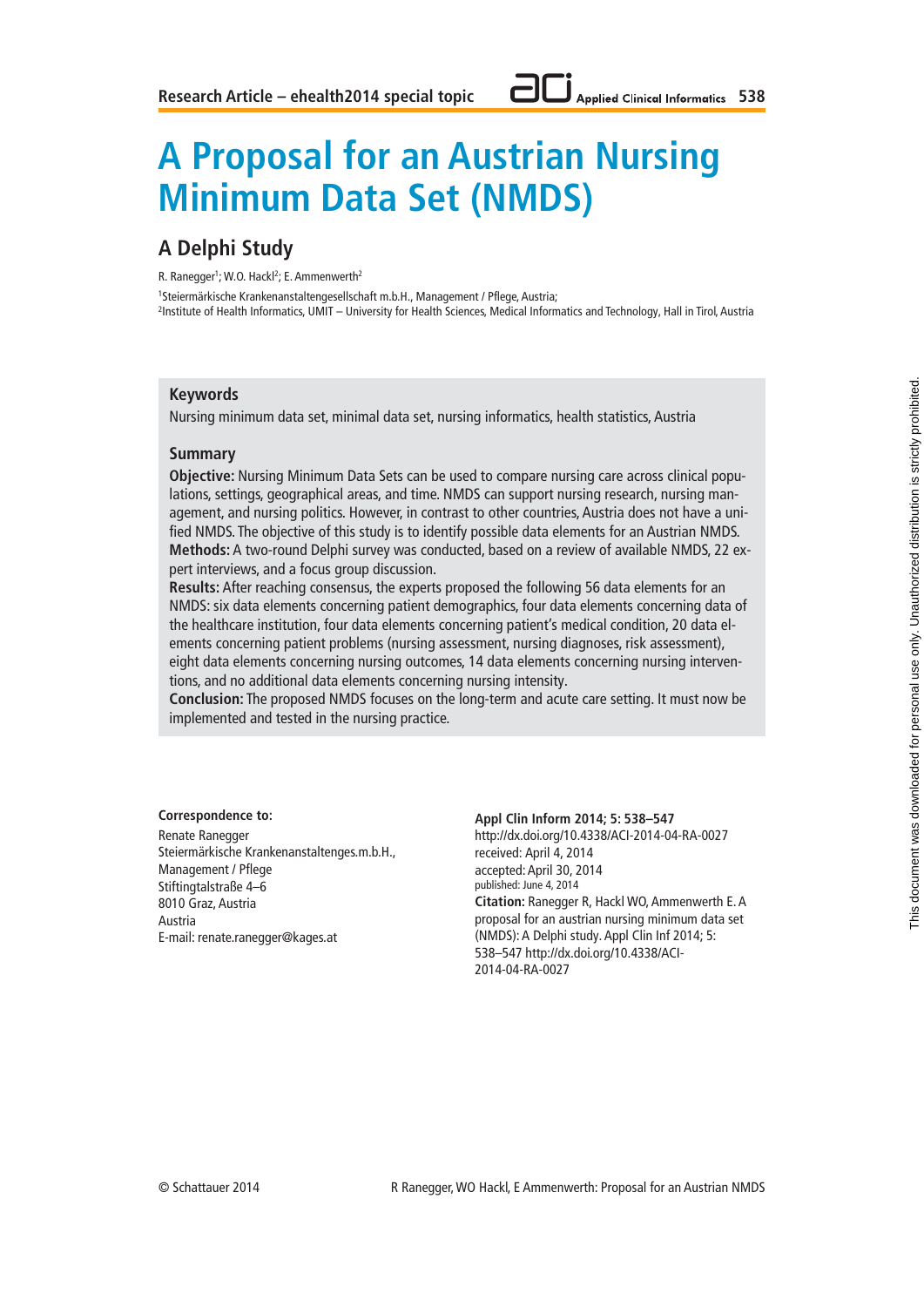# A Proposal for an Austrian Nursing Minimum Data Set (NMDS)

## A Delphi Study

R. Ranegger[1]; W.O. Hackl[2]; E. Ammenwerth[2]

[1]Steiermärkische Krankenanstaltengesellschaft m.b.H., Management / Pflege, Austria;
[2]Institute of Health Informatics, UMIT – University for Health Sciences, Medical Informatics and Technology, Hall in Tirol, Austria

### Keywords

Nursing minimum data set, minimal data set, nursing informatics, health statistics, Austria

### Summary

**Objective:** Nursing Minimum Data Sets can be used to compare nursing care across clinical populations, settings, geographical areas, and time. NMDS can support nursing research, nursing management, and nursing politics. However, in contrast to other countries, Austria does not have a unified NMDS. The objective of this study is to identify possible data elements for an Austrian NMDS.
**Methods:** A two-round Delphi survey was conducted, based on a review of available NMDS, 22 expert interviews, and a focus group discussion.
**Results:** After reaching consensus, the experts proposed the following 56 data elements for an NMDS: six data elements concerning patient demographics, four data elements concerning data of the healthcare institution, four data elements concerning patient's medical condition, 20 data elements concerning patient problems (nursing assessment, nursing diagnoses, risk assessment), eight data elements concerning nursing outcomes, 14 data elements concerning nursing interventions, and no additional data elements concerning nursing intensity.
**Conclusion:** The proposed NMDS focuses on the long-term and acute care setting. It must now be implemented and tested in the nursing practice.

**Correspondence to:**
Renate Ranegger
Steiermärkische Krankenanstaltenges.m.b.H.,
Management / Pflege
Stiftingtalstraße 4–6
8010 Graz, Austria
Austria
E-mail: renate.ranegger@kages.at

**Appl Clin Inform 2014; 5: 538–547**
http://dx.doi.org/10.4338/ACI-2014-04-RA-0027
received: April 4, 2014
accepted: April 30, 2014
published: June 4, 2014
**Citation:** Ranegger R, Hackl WO, Ammenwerth E. A proposal for an austrian nursing minimum data set (NMDS): A Delphi study. Appl Clin Inf 2014; 5: 538–547 http://dx.doi.org/10.4338/ACI-2014-04-RA-0027

© Schattauer 2014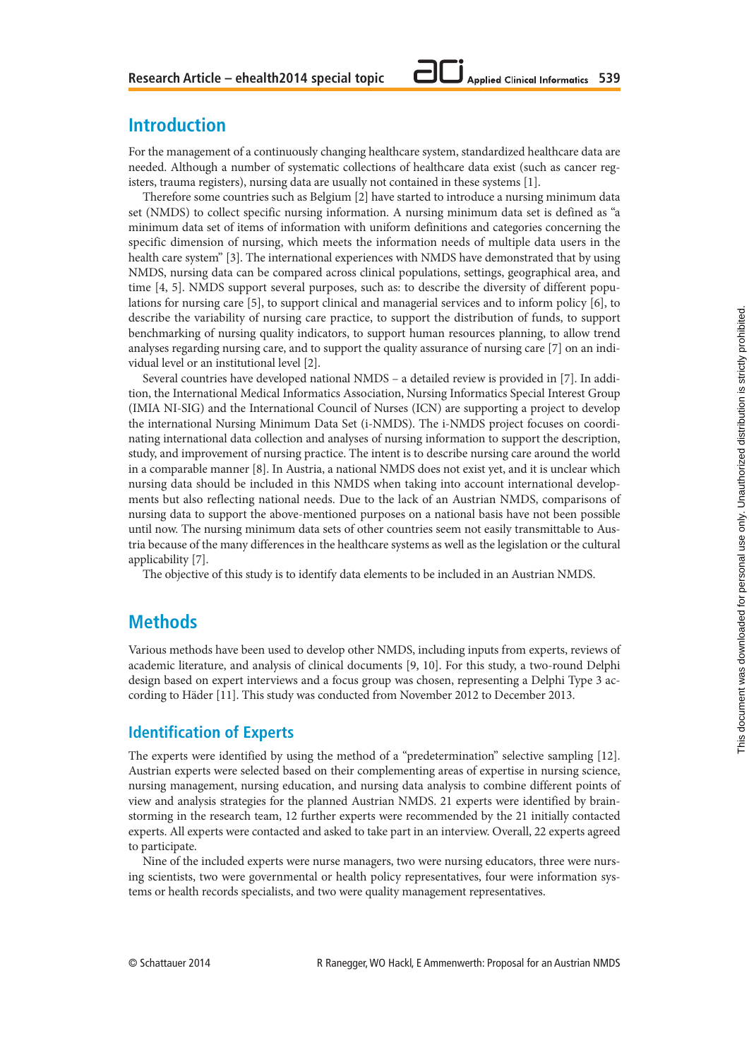## Introduction

For the management of a continuously changing healthcare system, standardized healthcare data are needed. Although a number of systematic collections of healthcare data exist (such as cancer registers, trauma registers), nursing data are usually not contained in these systems [1].

Therefore some countries such as Belgium [2] have started to introduce a nursing minimum data set (NMDS) to collect specific nursing information. A nursing minimum data set is defined as "a minimum data set of items of information with uniform definitions and categories concerning the specific dimension of nursing, which meets the information needs of multiple data users in the health care system" [3]. The international experiences with NMDS have demonstrated that by using NMDS, nursing data can be compared across clinical populations, settings, geographical area, and time [4, 5]. NMDS support several purposes, such as: to describe the diversity of different populations for nursing care [5], to support clinical and managerial services and to inform policy [6], to describe the variability of nursing care practice, to support the distribution of funds, to support benchmarking of nursing quality indicators, to support human resources planning, to allow trend analyses regarding nursing care, and to support the quality assurance of nursing care [7] on an individual level or an institutional level [2].

Several countries have developed national NMDS – a detailed review is provided in [7]. In addition, the International Medical Informatics Association, Nursing Informatics Special Interest Group (IMIA NI-SIG) and the International Council of Nurses (ICN) are supporting a project to develop the international Nursing Minimum Data Set (i-NMDS). The i-NMDS project focuses on coordinating international data collection and analyses of nursing information to support the description, study, and improvement of nursing practice. The intent is to describe nursing care around the world in a comparable manner [8]. In Austria, a national NMDS does not exist yet, and it is unclear which nursing data should be included in this NMDS when taking into account international developments but also reflecting national needs. Due to the lack of an Austrian NMDS, comparisons of nursing data to support the above-mentioned purposes on a national basis have not been possible until now. The nursing minimum data sets of other countries seem not easily transmittable to Austria because of the many differences in the healthcare systems as well as the legislation or the cultural applicability [7].

The objective of this study is to identify data elements to be included in an Austrian NMDS.

## Methods

Various methods have been used to develop other NMDS, including inputs from experts, reviews of academic literature, and analysis of clinical documents [9, 10]. For this study, a two-round Delphi design based on expert interviews and a focus group was chosen, representing a Delphi Type 3 according to Häder [11]. This study was conducted from November 2012 to December 2013.

### Identification of Experts

The experts were identified by using the method of a "predetermination" selective sampling [12]. Austrian experts were selected based on their complementing areas of expertise in nursing science, nursing management, nursing education, and nursing data analysis to combine different points of view and analysis strategies for the planned Austrian NMDS. 21 experts were identified by brainstorming in the research team, 12 further experts were recommended by the 21 initially contacted experts. All experts were contacted and asked to take part in an interview. Overall, 22 experts agreed to participate.

Nine of the included experts were nurse managers, two were nursing educators, three were nursing scientists, two were governmental or health policy representatives, four were information systems or health records specialists, and two were quality management representatives.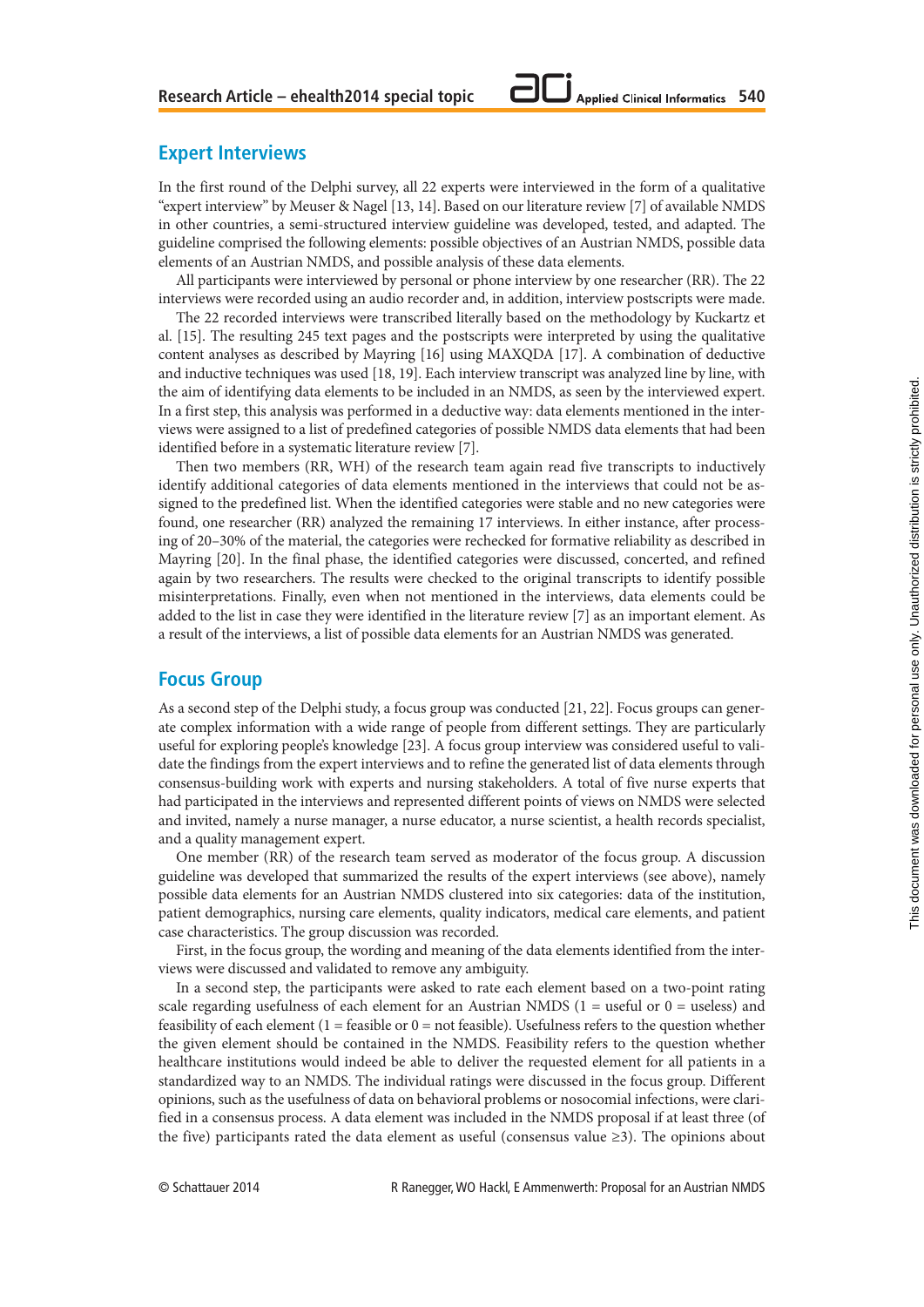## Expert Interviews

In the first round of the Delphi survey, all 22 experts were interviewed in the form of a qualitative "expert interview" by Meuser & Nagel [13, 14]. Based on our literature review [7] of available NMDS in other countries, a semi-structured interview guideline was developed, tested, and adapted. The guideline comprised the following elements: possible objectives of an Austrian NMDS, possible data elements of an Austrian NMDS, and possible analysis of these data elements.

All participants were interviewed by personal or phone interview by one researcher (RR). The 22 interviews were recorded using an audio recorder and, in addition, interview postscripts were made.

The 22 recorded interviews were transcribed literally based on the methodology by Kuckartz et al. [15]. The resulting 245 text pages and the postscripts were interpreted by using the qualitative content analyses as described by Mayring [16] using MAXQDA [17]. A combination of deductive and inductive techniques was used [18, 19]. Each interview transcript was analyzed line by line, with the aim of identifying data elements to be included in an NMDS, as seen by the interviewed expert. In a first step, this analysis was performed in a deductive way: data elements mentioned in the interviews were assigned to a list of predefined categories of possible NMDS data elements that had been identified before in a systematic literature review [7].

Then two members (RR, WH) of the research team again read five transcripts to inductively identify additional categories of data elements mentioned in the interviews that could not be assigned to the predefined list. When the identified categories were stable and no new categories were found, one researcher (RR) analyzed the remaining 17 interviews. In either instance, after processing of 20–30% of the material, the categories were rechecked for formative reliability as described in Mayring [20]. In the final phase, the identified categories were discussed, concerted, and refined again by two researchers. The results were checked to the original transcripts to identify possible misinterpretations. Finally, even when not mentioned in the interviews, data elements could be added to the list in case they were identified in the literature review [7] as an important element. As a result of the interviews, a list of possible data elements for an Austrian NMDS was generated.

## Focus Group

As a second step of the Delphi study, a focus group was conducted [21, 22]. Focus groups can generate complex information with a wide range of people from different settings. They are particularly useful for exploring people's knowledge [23]. A focus group interview was considered useful to validate the findings from the expert interviews and to refine the generated list of data elements through consensus-building work with experts and nursing stakeholders. A total of five nurse experts that had participated in the interviews and represented different points of views on NMDS were selected and invited, namely a nurse manager, a nurse educator, a nurse scientist, a health records specialist, and a quality management expert.

One member (RR) of the research team served as moderator of the focus group. A discussion guideline was developed that summarized the results of the expert interviews (see above), namely possible data elements for an Austrian NMDS clustered into six categories: data of the institution, patient demographics, nursing care elements, quality indicators, medical care elements, and patient case characteristics. The group discussion was recorded.

First, in the focus group, the wording and meaning of the data elements identified from the interviews were discussed and validated to remove any ambiguity.

In a second step, the participants were asked to rate each element based on a two-point rating scale regarding usefulness of each element for an Austrian NMDS (1 = useful or 0 = useless) and feasibility of each element (1 = feasible or 0 = not feasible). Usefulness refers to the question whether the given element should be contained in the NMDS. Feasibility refers to the question whether healthcare institutions would indeed be able to deliver the requested element for all patients in a standardized way to an NMDS. The individual ratings were discussed in the focus group. Different opinions, such as the usefulness of data on behavioral problems or nosocomial infections, were clarified in a consensus process. A data element was included in the NMDS proposal if at least three (of the five) participants rated the data element as useful (consensus value ≥3). The opinions about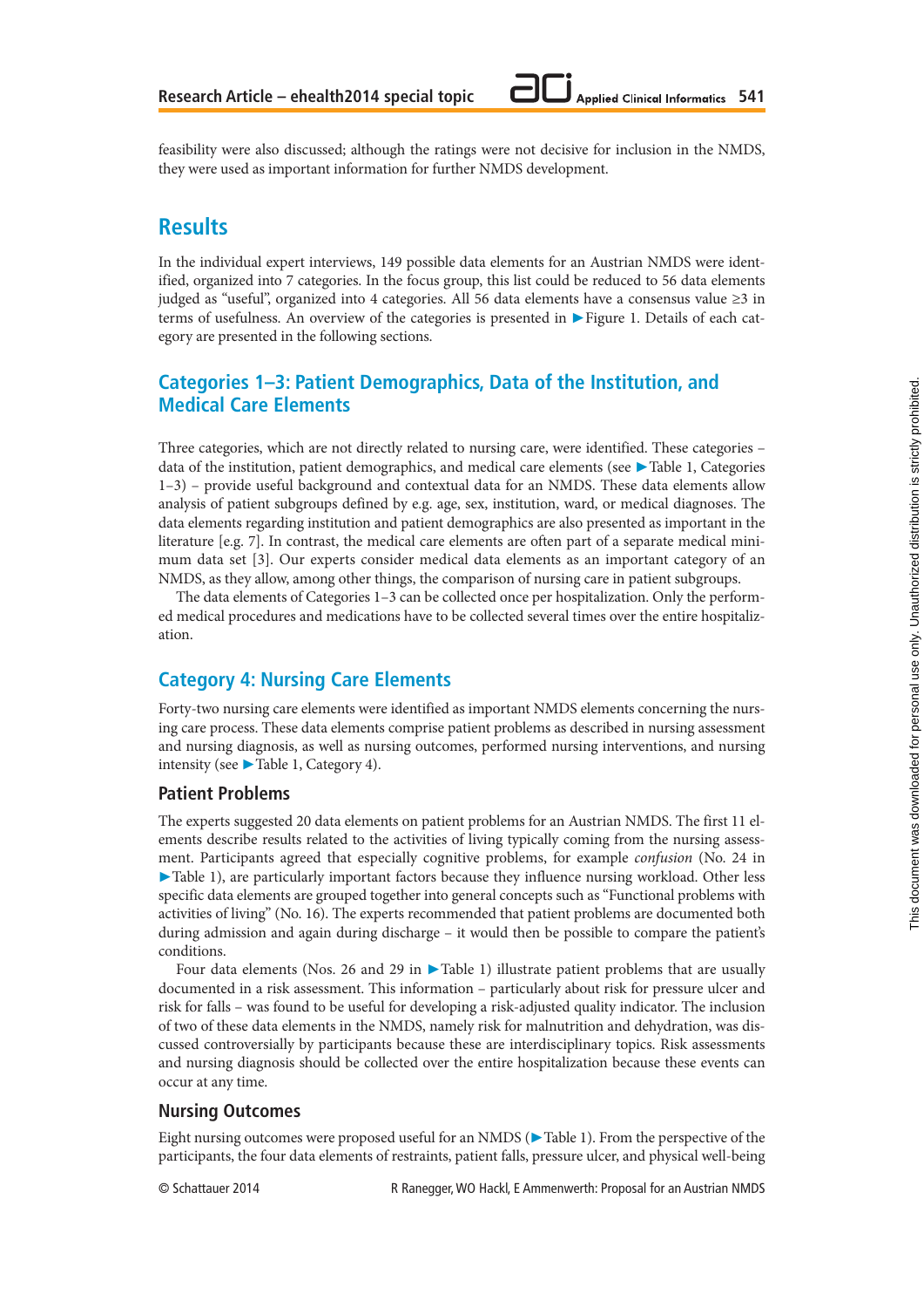feasibility were also discussed; although the ratings were not decisive for inclusion in the NMDS, they were used as important information for further NMDS development.

## Results

In the individual expert interviews, 149 possible data elements for an Austrian NMDS were identified, organized into 7 categories. In the focus group, this list could be reduced to 56 data elements judged as "useful", organized into 4 categories. All 56 data elements have a consensus value ≥3 in terms of usefulness. An overview of the categories is presented in ►Figure 1. Details of each category are presented in the following sections.

### Categories 1–3: Patient Demographics, Data of the Institution, and Medical Care Elements

Three categories, which are not directly related to nursing care, were identified. These categories – data of the institution, patient demographics, and medical care elements (see ►Table 1, Categories 1–3) – provide useful background and contextual data for an NMDS. These data elements allow analysis of patient subgroups defined by e.g. age, sex, institution, ward, or medical diagnoses. The data elements regarding institution and patient demographics are also presented as important in the literature [e.g. 7]. In contrast, the medical care elements are often part of a separate medical minimum data set [3]. Our experts consider medical data elements as an important category of an NMDS, as they allow, among other things, the comparison of nursing care in patient subgroups.

The data elements of Categories 1–3 can be collected once per hospitalization. Only the performed medical procedures and medications have to be collected several times over the entire hospitalization.

### Category 4: Nursing Care Elements

Forty-two nursing care elements were identified as important NMDS elements concerning the nursing care process. These data elements comprise patient problems as described in nursing assessment and nursing diagnosis, as well as nursing outcomes, performed nursing interventions, and nursing intensity (see ►Table 1, Category 4).

#### Patient Problems

The experts suggested 20 data elements on patient problems for an Austrian NMDS. The first 11 elements describe results related to the activities of living typically coming from the nursing assessment. Participants agreed that especially cognitive problems, for example *confusion* (No. 24 in ►Table 1), are particularly important factors because they influence nursing workload. Other less specific data elements are grouped together into general concepts such as "Functional problems with activities of living" (No. 16). The experts recommended that patient problems are documented both during admission and again during discharge – it would then be possible to compare the patient's conditions.

Four data elements (Nos. 26 and 29 in ►Table 1) illustrate patient problems that are usually documented in a risk assessment. This information – particularly about risk for pressure ulcer and risk for falls – was found to be useful for developing a risk-adjusted quality indicator. The inclusion of two of these data elements in the NMDS, namely risk for malnutrition and dehydration, was discussed controversially by participants because these are interdisciplinary topics. Risk assessments and nursing diagnosis should be collected over the entire hospitalization because these events can occur at any time.

#### Nursing Outcomes

Eight nursing outcomes were proposed useful for an NMDS (►Table 1). From the perspective of the participants, the four data elements of restraints, patient falls, pressure ulcer, and physical well-being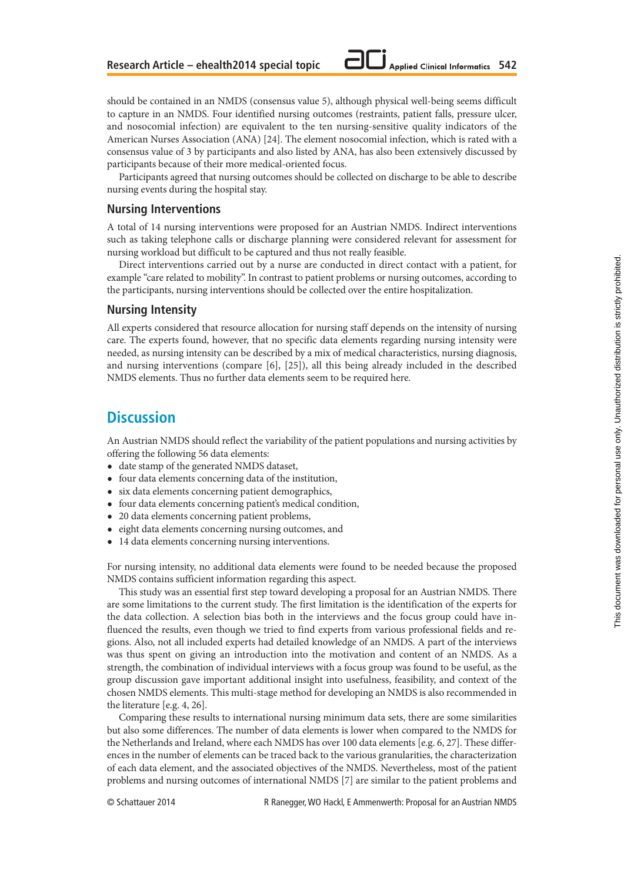should be contained in an NMDS (consensus value 5), although physical well-being seems difficult to capture in an NMDS. Four identified nursing outcomes (restraints, patient falls, pressure ulcer, and nosocomial infection) are equivalent to the ten nursing-sensitive quality indicators of the American Nurses Association (ANA) [24]. The element nosocomial infection, which is rated with a consensus value of 3 by participants and also listed by ANA, has also been extensively discussed by participants because of their more medical-oriented focus.

Participants agreed that nursing outcomes should be collected on discharge to be able to describe nursing events during the hospital stay.

### Nursing Interventions

A total of 14 nursing interventions were proposed for an Austrian NMDS. Indirect interventions such as taking telephone calls or discharge planning were considered relevant for assessment for nursing workload but difficult to be captured and thus not really feasible.

Direct interventions carried out by a nurse are conducted in direct contact with a patient, for example "care related to mobility". In contrast to patient problems or nursing outcomes, according to the participants, nursing interventions should be collected over the entire hospitalization.

### Nursing Intensity

All experts considered that resource allocation for nursing staff depends on the intensity of nursing care. The experts found, however, that no specific data elements regarding nursing intensity were needed, as nursing intensity can be described by a mix of medical characteristics, nursing diagnosis, and nursing interventions (compare [6], [25]), all this being already included in the described NMDS elements. Thus no further data elements seem to be required here.

## Discussion

An Austrian NMDS should reflect the variability of the patient populations and nursing activities by offering the following 56 data elements:

- date stamp of the generated NMDS dataset,
- four data elements concerning data of the institution,
- six data elements concerning patient demographics,
- four data elements concerning patient's medical condition,
- 20 data elements concerning patient problems,
- eight data elements concerning nursing outcomes, and
- 14 data elements concerning nursing interventions.

For nursing intensity, no additional data elements were found to be needed because the proposed NMDS contains sufficient information regarding this aspect.

This study was an essential first step toward developing a proposal for an Austrian NMDS. There are some limitations to the current study. The first limitation is the identification of the experts for the data collection. A selection bias both in the interviews and the focus group could have influenced the results, even though we tried to find experts from various professional fields and regions. Also, not all included experts had detailed knowledge of an NMDS. A part of the interviews was thus spent on giving an introduction into the motivation and content of an NMDS. As a strength, the combination of individual interviews with a focus group was found to be useful, as the group discussion gave important additional insight into usefulness, feasibility, and context of the chosen NMDS elements. This multi-stage method for developing an NMDS is also recommended in the literature [e.g. 4, 26].

Comparing these results to international nursing minimum data sets, there are some similarities but also some differences. The number of data elements is lower when compared to the NMDS for the Netherlands and Ireland, where each NMDS has over 100 data elements [e.g. 6, 27]. These differences in the number of elements can be traced back to the various granularities, the characterization of each data element, and the associated objectives of the NMDS. Nevertheless, most of the patient problems and nursing outcomes of international NMDS [7] are similar to the patient problems and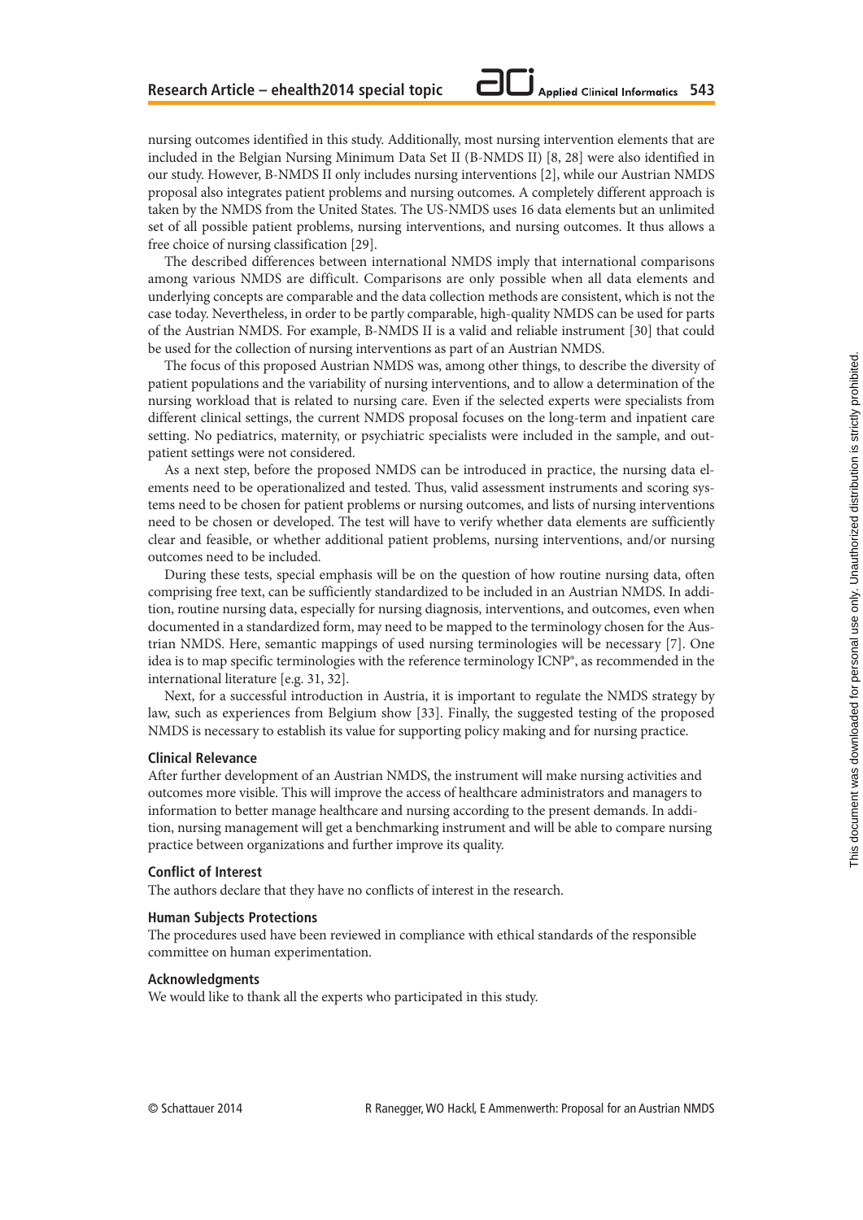nursing outcomes identified in this study. Additionally, most nursing intervention elements that are included in the Belgian Nursing Minimum Data Set II (B-NMDS II) [8, 28] were also identified in our study. However, B-NMDS II only includes nursing interventions [2], while our Austrian NMDS proposal also integrates patient problems and nursing outcomes. A completely different approach is taken by the NMDS from the United States. The US-NMDS uses 16 data elements but an unlimited set of all possible patient problems, nursing interventions, and nursing outcomes. It thus allows a free choice of nursing classification [29].

The described differences between international NMDS imply that international comparisons among various NMDS are difficult. Comparisons are only possible when all data elements and underlying concepts are comparable and the data collection methods are consistent, which is not the case today. Nevertheless, in order to be partly comparable, high-quality NMDS can be used for parts of the Austrian NMDS. For example, B-NMDS II is a valid and reliable instrument [30] that could be used for the collection of nursing interventions as part of an Austrian NMDS.

The focus of this proposed Austrian NMDS was, among other things, to describe the diversity of patient populations and the variability of nursing interventions, and to allow a determination of the nursing workload that is related to nursing care. Even if the selected experts were specialists from different clinical settings, the current NMDS proposal focuses on the long-term and inpatient care setting. No pediatrics, maternity, or psychiatric specialists were included in the sample, and outpatient settings were not considered.

As a next step, before the proposed NMDS can be introduced in practice, the nursing data elements need to be operationalized and tested. Thus, valid assessment instruments and scoring systems need to be chosen for patient problems or nursing outcomes, and lists of nursing interventions need to be chosen or developed. The test will have to verify whether data elements are sufficiently clear and feasible, or whether additional patient problems, nursing interventions, and/or nursing outcomes need to be included.

During these tests, special emphasis will be on the question of how routine nursing data, often comprising free text, can be sufficiently standardized to be included in an Austrian NMDS. In addition, routine nursing data, especially for nursing diagnosis, interventions, and outcomes, even when documented in a standardized form, may need to be mapped to the terminology chosen for the Austrian NMDS. Here, semantic mappings of used nursing terminologies will be necessary [7]. One idea is to map specific terminologies with the reference terminology ICNP®, as recommended in the international literature [e.g. 31, 32].

Next, for a successful introduction in Austria, it is important to regulate the NMDS strategy by law, such as experiences from Belgium show [33]. Finally, the suggested testing of the proposed NMDS is necessary to establish its value for supporting policy making and for nursing practice.

## Clinical Relevance

After further development of an Austrian NMDS, the instrument will make nursing activities and outcomes more visible. This will improve the access of healthcare administrators and managers to information to better manage healthcare and nursing according to the present demands. In addition, nursing management will get a benchmarking instrument and will be able to compare nursing practice between organizations and further improve its quality.

## Conflict of Interest

The authors declare that they have no conflicts of interest in the research.

## Human Subjects Protections

The procedures used have been reviewed in compliance with ethical standards of the responsible committee on human experimentation.

## Acknowledgments

We would like to thank all the experts who participated in this study.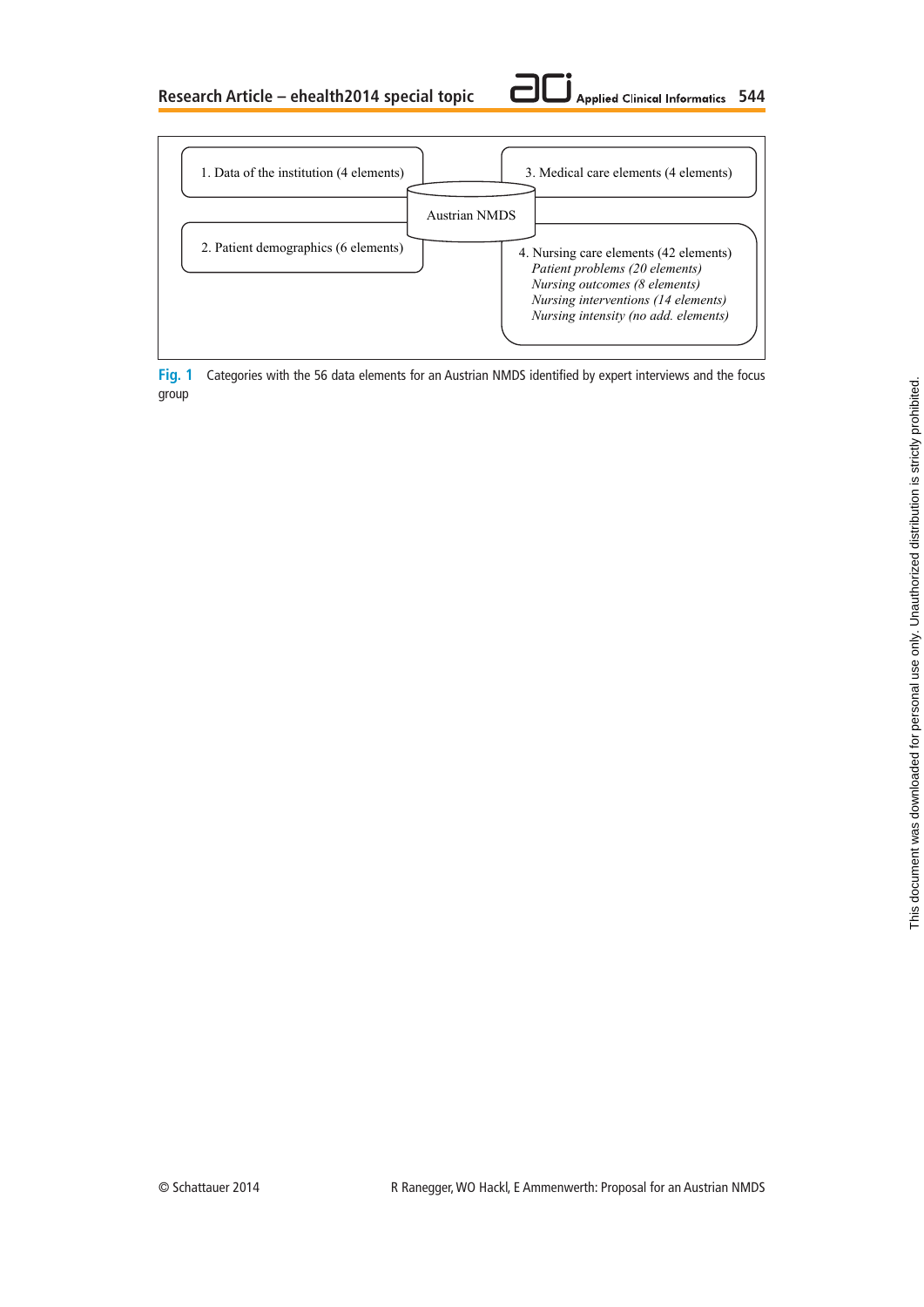1. Data of the institution (4 elements)

2. Patient demographics (6 elements)

Austrian NMDS

3. Medical care elements (4 elements)

4. Nursing care elements (42 elements)
*Patient problems (20 elements)*
*Nursing outcomes (8 elements)*
*Nursing interventions (14 elements)*
*Nursing intensity (no add. elements)*

**Fig. 1** Categories with the 56 data elements for an Austrian NMDS identified by expert interviews and the focus group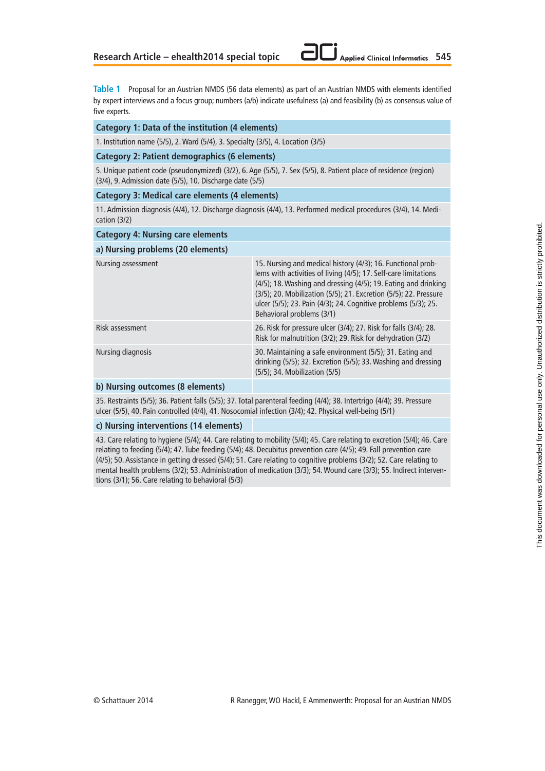**Table 1** Proposal for an Austrian NMDS (56 data elements) as part of an Austrian NMDS with elements identified by expert interviews and a focus group; numbers (a/b) indicate usefulness (a) and feasibility (b) as consensus value of five experts.

| **Category 1: Data of the institution (4 elements)** | |
|---|---|
| 1. Institution name (5/5), 2. Ward (5/4), 3. Specialty (3/5), 4. Location (3/5) | |
| **Category 2: Patient demographics (6 elements)** | |
| 5. Unique patient code (pseudonymized) (3/2), 6. Age (5/5), 7. Sex (5/5), 8. Patient place of residence (region) (3/4), 9. Admission date (5/5), 10. Discharge date (5/5) | |
| **Category 3: Medical care elements (4 elements)** | |
| 11. Admission diagnosis (4/4), 12. Discharge diagnosis (4/4), 13. Performed medical procedures (3/4), 14. Medication (3/2) | |
| **Category 4: Nursing care elements** | |
| **a) Nursing problems (20 elements)** | |
| Nursing assessment | 15. Nursing and medical history (4/3); 16. Functional problems with activities of living (4/5); 17. Self-care limitations (4/5); 18. Washing and dressing (4/5); 19. Eating and drinking (3/5); 20. Mobilization (5/5); 21. Excretion (5/5); 22. Pressure ulcer (5/5); 23. Pain (4/3); 24. Cognitive problems (5/3); 25. Behavioral problems (3/1) |
| Risk assessment | 26. Risk for pressure ulcer (3/4); 27. Risk for falls (3/4); 28. Risk for malnutrition (3/2); 29. Risk for dehydration (3/2) |
| Nursing diagnosis | 30. Maintaining a safe environment (5/5); 31. Eating and drinking (5/5); 32. Excretion (5/5); 33. Washing and dressing (5/5); 34. Mobilization (5/5) |
| **b) Nursing outcomes (8 elements)** | |
| 35. Restraints (5/5); 36. Patient falls (5/5); 37. Total parenteral feeding (4/4); 38. Intertrigo (4/4); 39. Pressure ulcer (5/5), 40. Pain controlled (4/4), 41. Nosocomial infection (3/4); 42. Physical well-being (5/1) | |
| **c) Nursing interventions (14 elements)** | |
| 43. Care relating to hygiene (5/4); 44. Care relating to mobility (5/4); 45. Care relating to excretion (5/4); 46. Care relating to feeding (5/4); 47. Tube feeding (5/4); 48. Decubitus prevention care (4/5); 49. Fall prevention care (4/5); 50. Assistance in getting dressed (5/4); 51. Care relating to cognitive problems (3/2); 52. Care relating to mental health problems (3/2); 53. Administration of medication (3/3); 54. Wound care (3/3); 55. Indirect interventions (3/1); 56. Care relating to behavioral (5/3) | |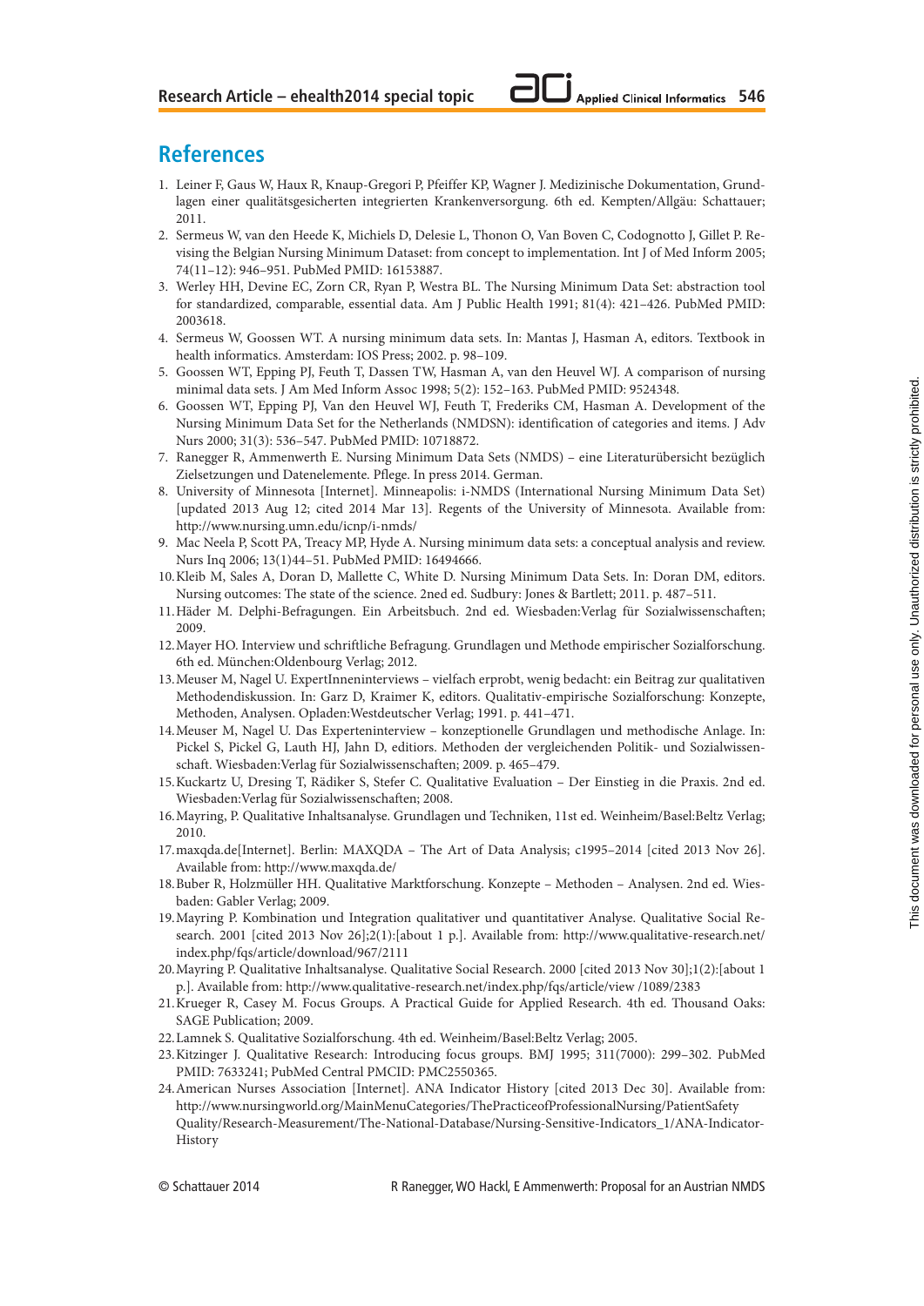## References

1. Leiner F, Gaus W, Haux R, Knaup-Gregori P, Pfeiffer KP, Wagner J. Medizinische Dokumentation, Grundlagen einer qualitätsgesicherten integrierten Krankenversorgung. 6th ed. Kempten/Allgäu: Schattauer; 2011.
2. Sermeus W, van den Heede K, Michiels D, Delesie L, Thonon O, Van Boven C, Codognotto J, Gillet P. Revising the Belgian Nursing Minimum Dataset: from concept to implementation. Int J of Med Inform 2005; 74(11–12): 946–951. PubMed PMID: 16153887.
3. Werley HH, Devine EC, Zorn CR, Ryan P, Westra BL. The Nursing Minimum Data Set: abstraction tool for standardized, comparable, essential data. Am J Public Health 1991; 81(4): 421–426. PubMed PMID: 2003618.
4. Sermeus W, Goossen WT. A nursing minimum data sets. In: Mantas J, Hasman A, editors. Textbook in health informatics. Amsterdam: IOS Press; 2002. p. 98–109.
5. Goossen WT, Epping PJ, Feuth T, Dassen TW, Hasman A, van den Heuvel WJ. A comparison of nursing minimal data sets. J Am Med Inform Assoc 1998; 5(2): 152–163. PubMed PMID: 9524348.
6. Goossen WT, Epping PJ, Van den Heuvel WJ, Feuth T, Frederiks CM, Hasman A. Development of the Nursing Minimum Data Set for the Netherlands (NMDSN): identification of categories and items. J Adv Nurs 2000; 31(3): 536–547. PubMed PMID: 10718872.
7. Ranegger R, Ammenwerth E. Nursing Minimum Data Sets (NMDS) – eine Literaturübersicht bezüglich Zielsetzungen und Datenelemente. Pflege. In press 2014. German.
8. University of Minnesota [Internet]. Minneapolis: i-NMDS (International Nursing Minimum Data Set) [updated 2013 Aug 12; cited 2014 Mar 13]. Regents of the University of Minnesota. Available from: http://www.nursing.umn.edu/icnp/i-nmds/
9. Mac Neela P, Scott PA, Treacy MP, Hyde A. Nursing minimum data sets: a conceptual analysis and review. Nurs Inq 2006; 13(1)44–51. PubMed PMID: 16494666.
10. Kleib M, Sales A, Doran D, Mallette C, White D. Nursing Minimum Data Sets. In: Doran DM, editors. Nursing outcomes: The state of the science. 2ned ed. Sudbury: Jones & Bartlett; 2011. p. 487–511.
11. Häder M. Delphi-Befragungen. Ein Arbeitsbuch. 2nd ed. Wiesbaden:Verlag für Sozialwissenschaften; 2009.
12. Mayer HO. Interview und schriftliche Befragung. Grundlagen und Methode empirischer Sozialforschung. 6th ed. München:Oldenbourg Verlag; 2012.
13. Meuser M, Nagel U. ExpertInneninterviews – vielfach erprobt, wenig bedacht: ein Beitrag zur qualitativen Methodendiskussion. In: Garz D, Kraimer K, editors. Qualitativ-empirische Sozialforschung: Konzepte, Methoden, Analysen. Opladen:Westdeutscher Verlag; 1991. p. 441–471.
14. Meuser M, Nagel U. Das Experteninterview – konzeptionelle Grundlagen und methodische Anlage. In: Pickel S, Pickel G, Lauth HJ, Jahn D, editiors. Methoden der vergleichenden Politik- und Sozialwissenschaft. Wiesbaden:Verlag für Sozialwissenschaften; 2009. p. 465–479.
15. Kuckartz U, Dresing T, Rädiker S, Stefer C. Qualitative Evaluation – Der Einstieg in die Praxis. 2nd ed. Wiesbaden:Verlag für Sozialwissenschaften; 2008.
16. Mayring, P. Qualitative Inhaltsanalyse. Grundlagen und Techniken, 11st ed. Weinheim/Basel:Beltz Verlag; 2010.
17. maxqda.de[Internet]. Berlin: MAXQDA – The Art of Data Analysis; c1995–2014 [cited 2013 Nov 26]. Available from: http://www.maxqda.de/
18. Buber R, Holzmüller HH. Qualitative Marktforschung. Konzepte – Methoden – Analysen. 2nd ed. Wiesbaden: Gabler Verlag; 2009.
19. Mayring P. Kombination und Integration qualitativer und quantitativer Analyse. Qualitative Social Research. 2001 [cited 2013 Nov 26];2(1):[about 1 p.]. Available from: http://www.qualitative-research.net/index.php/fqs/article/download/967/2111
20. Mayring P. Qualitative Inhaltsanalyse. Qualitative Social Research. 2000 [cited 2013 Nov 30];1(2):[about 1 p.]. Available from: http://www.qualitative-research.net/index.php/fqs/article/view /1089/2383
21. Krueger R, Casey M. Focus Groups. A Practical Guide for Applied Research. 4th ed. Thousand Oaks: SAGE Publication; 2009.
22. Lamnek S. Qualitative Sozialforschung. 4th ed. Weinheim/Basel:Beltz Verlag; 2005.
23. Kitzinger J. Qualitative Research: Introducing focus groups. BMJ 1995; 311(7000): 299–302. PubMed PMID: 7633241; PubMed Central PMCID: PMC2550365.
24. American Nurses Association [Internet]. ANA Indicator History [cited 2013 Dec 30]. Available from: http://www.nursingworld.org/MainMenuCategories/ThePracticeofProfessionalNursing/PatientSafety Quality/Research-Measurement/The-National-Database/Nursing-Sensitive-Indicators_1/ANA-Indicator-History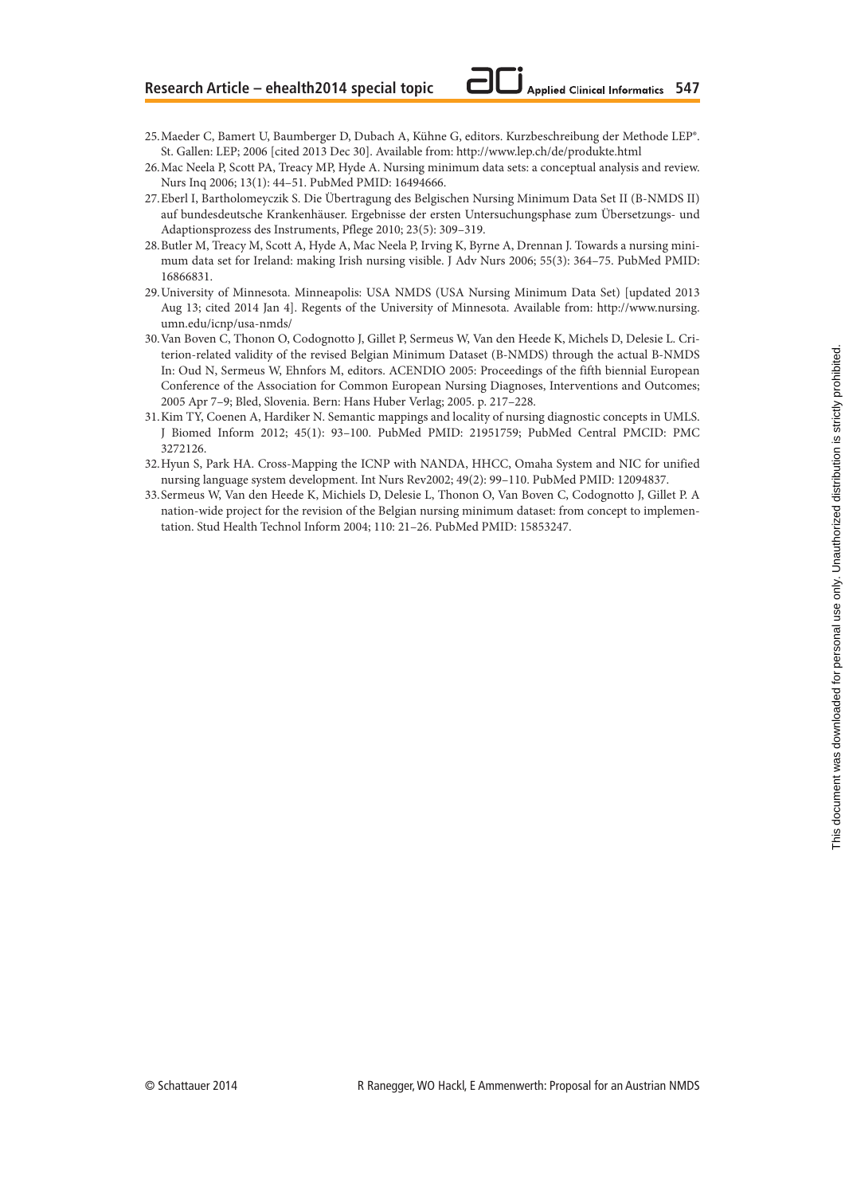25. Maeder C, Bamert U, Baumberger D, Dubach A, Kühne G, editors. Kurzbeschreibung der Methode LEP®. St. Gallen: LEP; 2006 [cited 2013 Dec 30]. Available from: http://www.lep.ch/de/produkte.html
26. Mac Neela P, Scott PA, Treacy MP, Hyde A. Nursing minimum data sets: a conceptual analysis and review. Nurs Inq 2006; 13(1): 44–51. PubMed PMID: 16494666.
27. Eberl I, Bartholomeyczik S. Die Übertragung des Belgischen Nursing Minimum Data Set II (B-NMDS II) auf bundesdeutsche Krankenhäuser. Ergebnisse der ersten Untersuchungsphase zum Übersetzungs- und Adaptionsprozess des Instruments, Pflege 2010; 23(5): 309–319.
28. Butler M, Treacy M, Scott A, Hyde A, Mac Neela P, Irving K, Byrne A, Drennan J. Towards a nursing minimum data set for Ireland: making Irish nursing visible. J Adv Nurs 2006; 55(3): 364–75. PubMed PMID: 16866831.
29. University of Minnesota. Minneapolis: USA NMDS (USA Nursing Minimum Data Set) [updated 2013 Aug 13; cited 2014 Jan 4]. Regents of the University of Minnesota. Available from: http://www.nursing.umn.edu/icnp/usa-nmds/
30. Van Boven C, Thonon O, Codognotto J, Gillet P, Sermeus W, Van den Heede K, Michels D, Delesie L. Criterion-related validity of the revised Belgian Minimum Dataset (B-NMDS) through the actual B-NMDS In: Oud N, Sermeus W, Ehnfors M, editors. ACENDIO 2005: Proceedings of the fifth biennial European Conference of the Association for Common European Nursing Diagnoses, Interventions and Outcomes; 2005 Apr 7–9; Bled, Slovenia. Bern: Hans Huber Verlag; 2005. p. 217–228.
31. Kim TY, Coenen A, Hardiker N. Semantic mappings and locality of nursing diagnostic concepts in UMLS. J Biomed Inform 2012; 45(1): 93–100. PubMed PMID: 21951759; PubMed Central PMCID: PMC 3272126.
32. Hyun S, Park HA. Cross-Mapping the ICNP with NANDA, HHCC, Omaha System and NIC for unified nursing language system development. Int Nurs Rev2002; 49(2): 99–110. PubMed PMID: 12094837.
33. Sermeus W, Van den Heede K, Michiels D, Delesie L, Thonon O, Van Boven C, Codognotto J, Gillet P. A nation-wide project for the revision of the Belgian nursing minimum dataset: from concept to implementation. Stud Health Technol Inform 2004; 110: 21–26. PubMed PMID: 15853247.